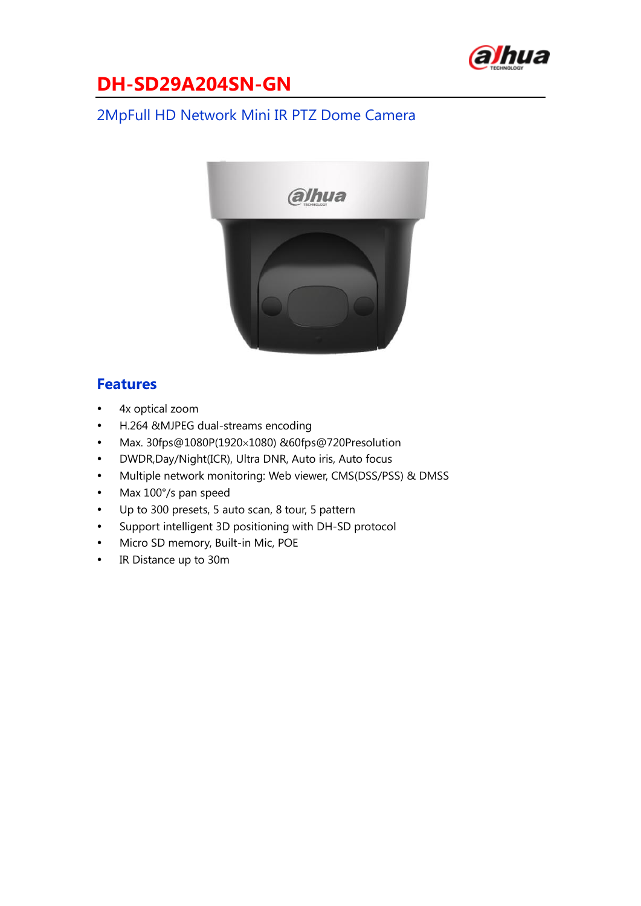# DH-SD29A204SN-GN

2MpFull HD Network Mini IR PTZ Dome Camera

## Features

- 4x optical zoom
- H.264 &MJPEG dual-streams encoding
- Max. 30fps@1080P(1920×1080) &60fps@720Presolution
- DWDR,Day/Night(ICR), Ultra DNR, Auto iris, Auto focus
- Multiple network monitoring: Web viewer, CMS(DSS/PSS) & DMSS
- Max 100°/s pan speed
- Up to 300 presets, 5 auto scan, 8 tour, 5 pattern
- Support intelligent 3D positioning with DH-SD protocol
- Micro SD memory, Built-in Mic, POE
- IR Distance up to 30m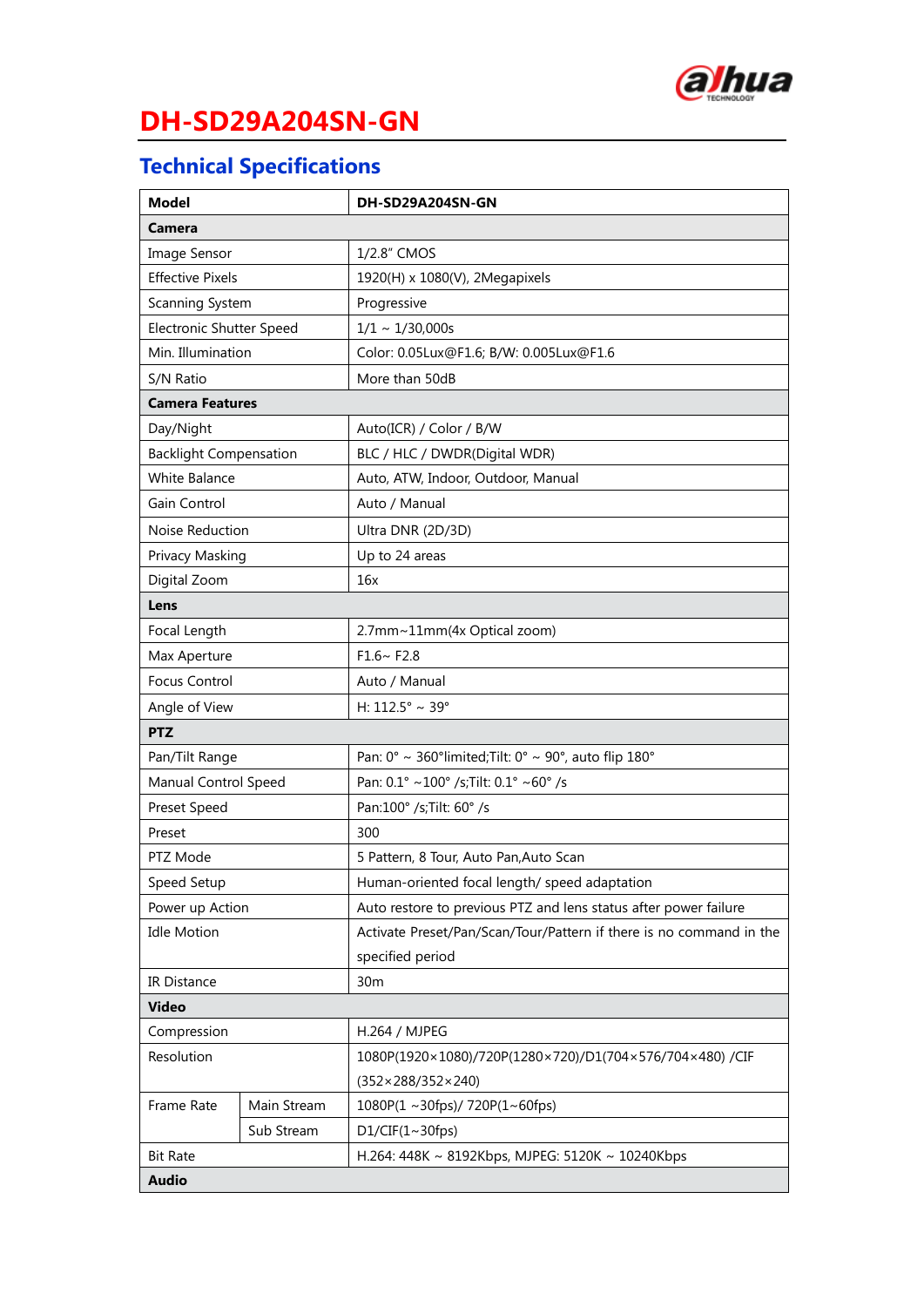# DH-SD29A204SN-GN

## Technical Specifications

| Model | | DH-SD29A204SN-GN |
|---|---|---|
| **Camera** | | |
| Image Sensor | | 1/2.8" CMOS |
| Effective Pixels | | 1920(H) x 1080(V), 2Megapixels |
| Scanning System | | Progressive |
| Electronic Shutter Speed | | 1/1 ~ 1/30,000s |
| Min. Illumination | | Color: 0.05Lux@F1.6; B/W: 0.005Lux@F1.6 |
| S/N Ratio | | More than 50dB |
| **Camera Features** | | |
| Day/Night | | Auto(ICR) / Color / B/W |
| Backlight Compensation | | BLC / HLC / DWDR(Digital WDR) |
| White Balance | | Auto, ATW, Indoor, Outdoor, Manual |
| Gain Control | | Auto / Manual |
| Noise Reduction | | Ultra DNR (2D/3D) |
| Privacy Masking | | Up to 24 areas |
| Digital Zoom | | 16x |
| **Lens** | | |
| Focal Length | | 2.7mm~11mm(4x Optical zoom) |
| Max Aperture | | F1.6~ F2.8 |
| Focus Control | | Auto / Manual |
| Angle of View | | H: 112.5° ~ 39° |
| **PTZ** | | |
| Pan/Tilt Range | | Pan: 0° ~ 360°limited;Tilt: 0° ~ 90°, auto flip 180° |
| Manual Control Speed | | Pan: 0.1° ~100° /s;Tilt: 0.1° ~60° /s |
| Preset Speed | | Pan:100° /s;Tilt: 60° /s |
| Preset | | 300 |
| PTZ Mode | | 5 Pattern, 8 Tour, Auto Pan,Auto Scan |
| Speed Setup | | Human-oriented focal length/ speed adaptation |
| Power up Action | | Auto restore to previous PTZ and lens status after power failure |
| Idle Motion | | Activate Preset/Pan/Scan/Tour/Pattern if there is no command in the specified period |
| IR Distance | | 30m |
| **Video** | | |
| Compression | | H.264 / MJPEG |
| Resolution | | 1080P(1920×1080)/720P(1280×720)/D1(704×576/704×480) /CIF (352×288/352×240) |
| Frame Rate | Main Stream | 1080P(1 ~30fps)/ 720P(1~60fps) |
| | Sub Stream | D1/CIF(1~30fps) |
| Bit Rate | | H.264: 448K ~ 8192Kbps, MJPEG: 5120K ~ 10240Kbps |
| **Audio** | | |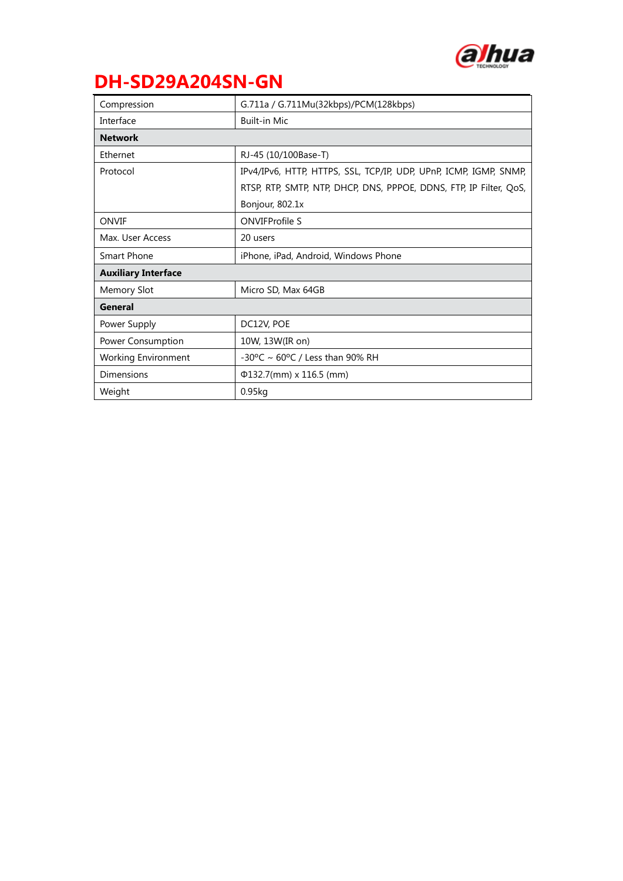# DH-SD29A204SN-GN

| | |
|---|---|
| Compression | G.711a / G.711Mu(32kbps)/PCM(128kbps) |
| Interface | Built-in Mic |
| **Network** | |
| Ethernet | RJ-45 (10/100Base-T) |
| Protocol | IPv4/IPv6, HTTP, HTTPS, SSL, TCP/IP, UDP, UPnP, ICMP, IGMP, SNMP, RTSP, RTP, SMTP, NTP, DHCP, DNS, PPPOE, DDNS, FTP, IP Filter, QoS, Bonjour, 802.1x |
| ONVIF | ONVIFProfile S |
| Max. User Access | 20 users |
| Smart Phone | iPhone, iPad, Android, Windows Phone |
| **Auxiliary Interface** | |
| Memory Slot | Micro SD, Max 64GB |
| **General** | |
| Power Supply | DC12V, POE |
| Power Consumption | 10W, 13W(IR on) |
| Working Environment | -30ºC ~ 60ºC / Less than 90% RH |
| Dimensions | Φ132.7(mm) x 116.5 (mm) |
| Weight | 0.95kg |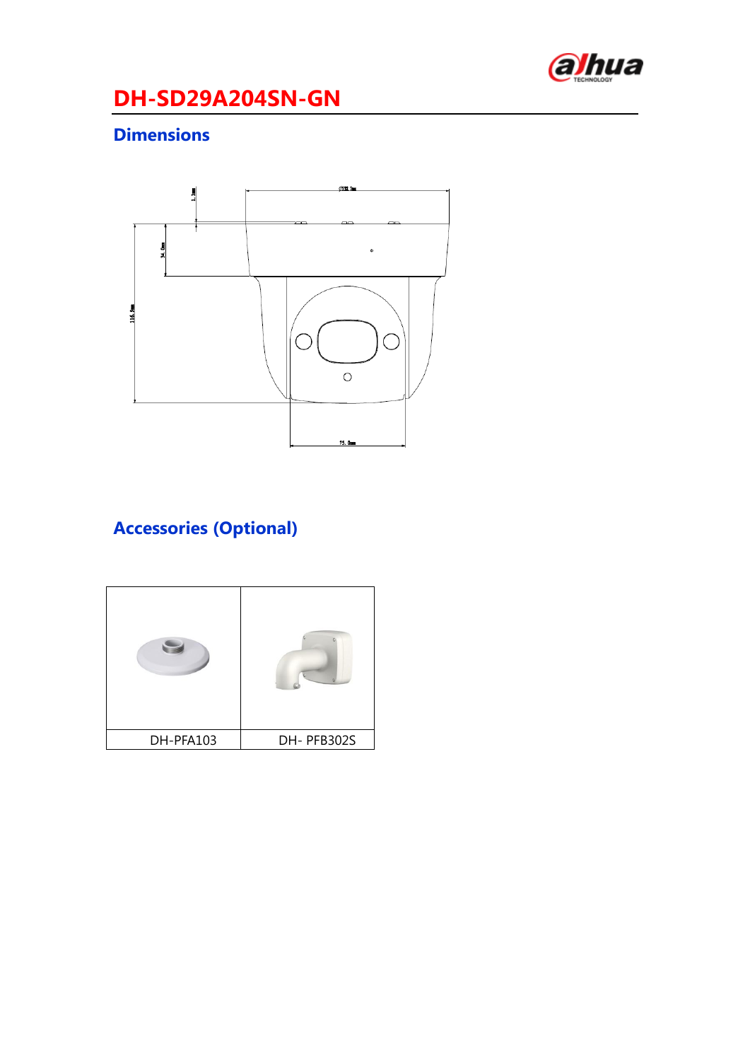# DH-SD29A204SN-GN

## Dimensions

Φ122.7mm

1.1mm

34.0mm

116.5mm

75.0mm

## Accessories (Optional)

| | |
|---|---|
| DH-PFA103 | DH- PFB302S |